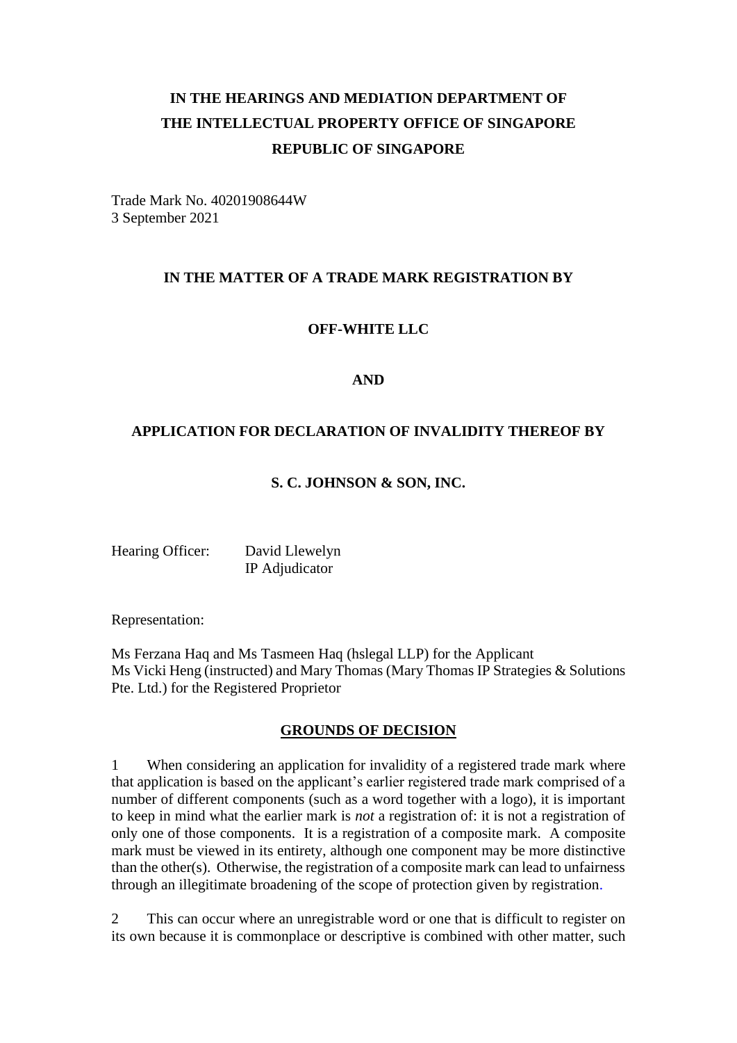**IN THE HEARINGS AND MEDIATION DEPARTMENT OF THE INTELLECTUAL PROPERTY OFFICE OF SINGAPORE REPUBLIC OF SINGAPORE**

Trade Mark No. 40201908644W
3 September 2021

**IN THE MATTER OF A TRADE MARK REGISTRATION BY**

**OFF-WHITE LLC**

**AND**

**APPLICATION FOR DECLARATION OF INVALIDITY THEREOF BY**

**S. C. JOHNSON & SON, INC.**

Hearing Officer: David Llewelyn
IP Adjudicator

Representation:

Ms Ferzana Haq and Ms Tasmeen Haq (hslegal LLP) for the Applicant
Ms Vicki Heng (instructed) and Mary Thomas (Mary Thomas IP Strategies & Solutions Pte. Ltd.) for the Registered Proprietor

## GROUNDS OF DECISION

1 When considering an application for invalidity of a registered trade mark where that application is based on the applicant's earlier registered trade mark comprised of a number of different components (such as a word together with a logo), it is important to keep in mind what the earlier mark is *not* a registration of: it is not a registration of only one of those components. It is a registration of a composite mark. A composite mark must be viewed in its entirety, although one component may be more distinctive than the other(s). Otherwise, the registration of a composite mark can lead to unfairness through an illegitimate broadening of the scope of protection given by registration.

2 This can occur where an unregistrable word or one that is difficult to register on its own because it is commonplace or descriptive is combined with other matter, such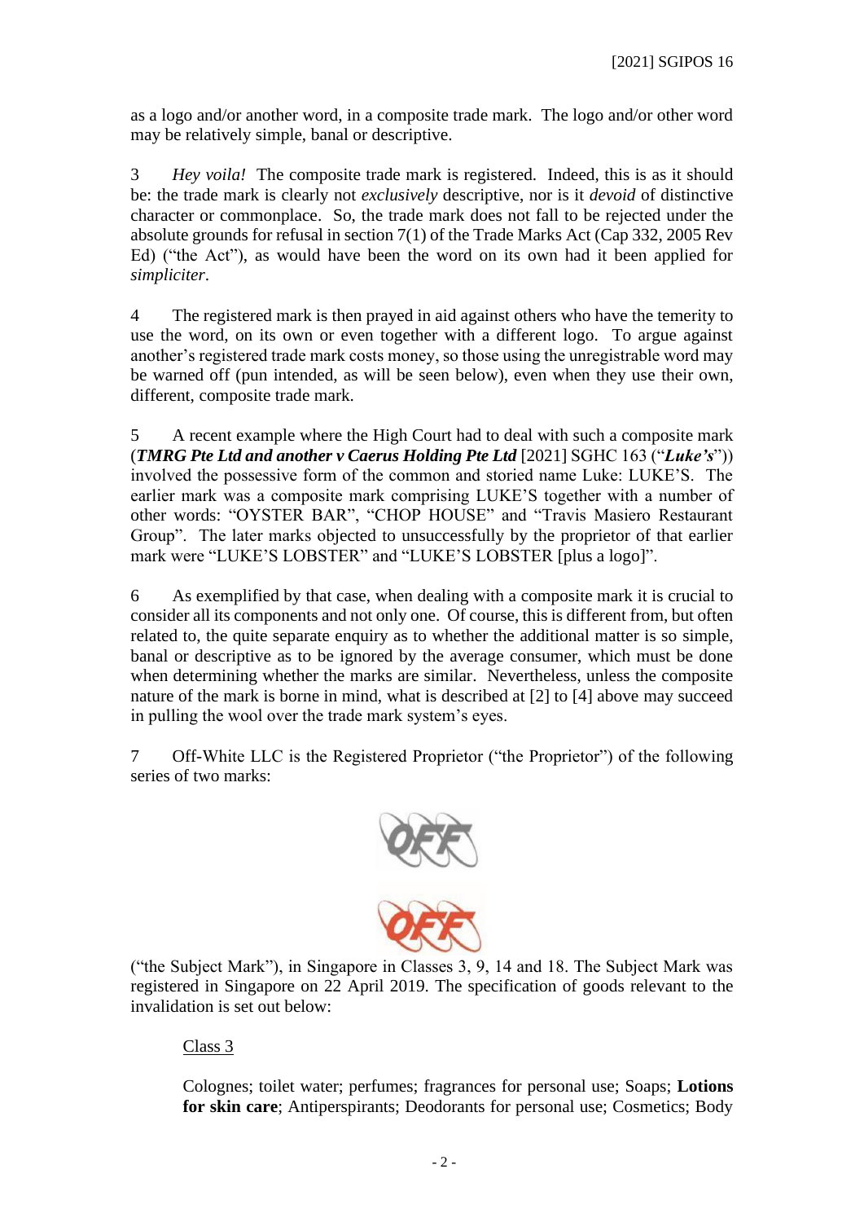as a logo and/or another word, in a composite trade mark. The logo and/or other word may be relatively simple, banal or descriptive.

3 *Hey voila!* The composite trade mark is registered. Indeed, this is as it should be: the trade mark is clearly not *exclusively* descriptive, nor is it *devoid* of distinctive character or commonplace. So, the trade mark does not fall to be rejected under the absolute grounds for refusal in section 7(1) of the Trade Marks Act (Cap 332, 2005 Rev Ed) ("the Act"), as would have been the word on its own had it been applied for *simpliciter*.

4 The registered mark is then prayed in aid against others who have the temerity to use the word, on its own or even together with a different logo. To argue against another's registered trade mark costs money, so those using the unregistrable word may be warned off (pun intended, as will be seen below), even when they use their own, different, composite trade mark.

5 A recent example where the High Court had to deal with such a composite mark (***TMRG Pte Ltd and another v Caerus Holding Pte Ltd*** [2021] SGHC 163 ("***Luke's***")) involved the possessive form of the common and storied name Luke: LUKE'S. The earlier mark was a composite mark comprising LUKE'S together with a number of other words: "OYSTER BAR", "CHOP HOUSE" and "Travis Masiero Restaurant Group". The later marks objected to unsuccessfully by the proprietor of that earlier mark were "LUKE'S LOBSTER" and "LUKE'S LOBSTER [plus a logo]".

6 As exemplified by that case, when dealing with a composite mark it is crucial to consider all its components and not only one. Of course, this is different from, but often related to, the quite separate enquiry as to whether the additional matter is so simple, banal or descriptive as to be ignored by the average consumer, which must be done when determining whether the marks are similar. Nevertheless, unless the composite nature of the mark is borne in mind, what is described at [2] to [4] above may succeed in pulling the wool over the trade mark system's eyes.

7 Off-White LLC is the Registered Proprietor ("the Proprietor") of the following series of two marks:

("the Subject Mark"), in Singapore in Classes 3, 9, 14 and 18. The Subject Mark was registered in Singapore on 22 April 2019. The specification of goods relevant to the invalidation is set out below:

<u>Class 3</u>

Colognes; toilet water; perfumes; fragrances for personal use; Soaps; **Lotions for skin care**; Antiperspirants; Deodorants for personal use; Cosmetics; Body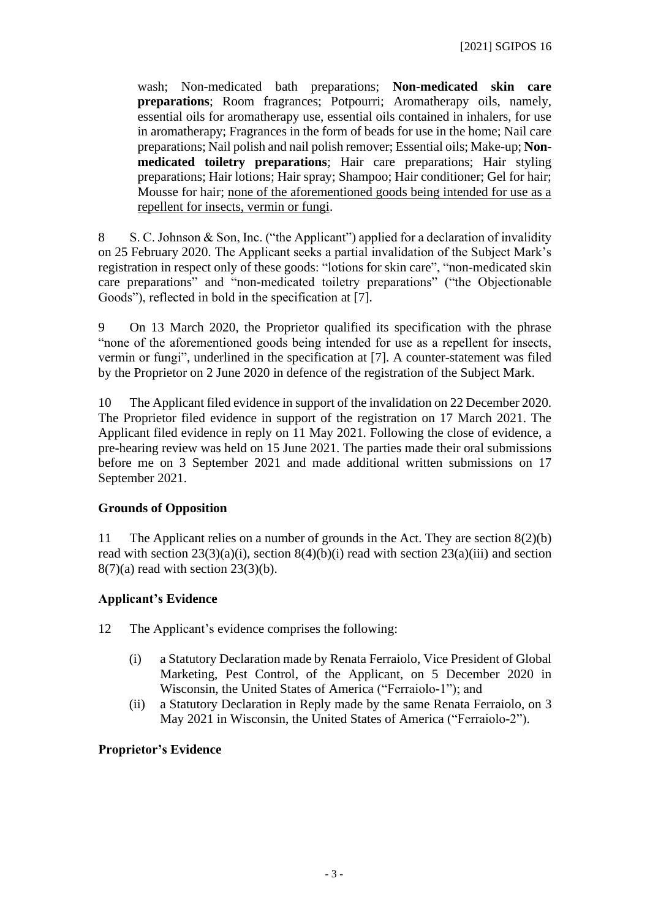wash; Non-medicated bath preparations; **Non-medicated skin care preparations**; Room fragrances; Potpourri; Aromatherapy oils, namely, essential oils for aromatherapy use, essential oils contained in inhalers, for use in aromatherapy; Fragrances in the form of beads for use in the home; Nail care preparations; Nail polish and nail polish remover; Essential oils; Make-up; **Non-medicated toiletry preparations**; Hair care preparations; Hair styling preparations; Hair lotions; Hair spray; Shampoo; Hair conditioner; Gel for hair; Mousse for hair; <u>none of the aforementioned goods being intended for use as a repellent for insects, vermin or fungi</u>.

8 S. C. Johnson & Son, Inc. ("the Applicant") applied for a declaration of invalidity on 25 February 2020. The Applicant seeks a partial invalidation of the Subject Mark's registration in respect only of these goods: "lotions for skin care", "non-medicated skin care preparations" and "non-medicated toiletry preparations" ("the Objectionable Goods"), reflected in bold in the specification at [7].

9 On 13 March 2020, the Proprietor qualified its specification with the phrase "none of the aforementioned goods being intended for use as a repellent for insects, vermin or fungi", underlined in the specification at [7]. A counter-statement was filed by the Proprietor on 2 June 2020 in defence of the registration of the Subject Mark.

10 The Applicant filed evidence in support of the invalidation on 22 December 2020. The Proprietor filed evidence in support of the registration on 17 March 2021. The Applicant filed evidence in reply on 11 May 2021. Following the close of evidence, a pre-hearing review was held on 15 June 2021. The parties made their oral submissions before me on 3 September 2021 and made additional written submissions on 17 September 2021.

**Grounds of Opposition**

11 The Applicant relies on a number of grounds in the Act. They are section 8(2)(b) read with section 23(3)(a)(i), section 8(4)(b)(i) read with section 23(a)(iii) and section 8(7)(a) read with section 23(3)(b).

**Applicant's Evidence**

12 The Applicant's evidence comprises the following:

(i) a Statutory Declaration made by Renata Ferraiolo, Vice President of Global Marketing, Pest Control, of the Applicant, on 5 December 2020 in Wisconsin, the United States of America ("Ferraiolo-1"); and

(ii) a Statutory Declaration in Reply made by the same Renata Ferraiolo, on 3 May 2021 in Wisconsin, the United States of America ("Ferraiolo-2").

**Proprietor's Evidence**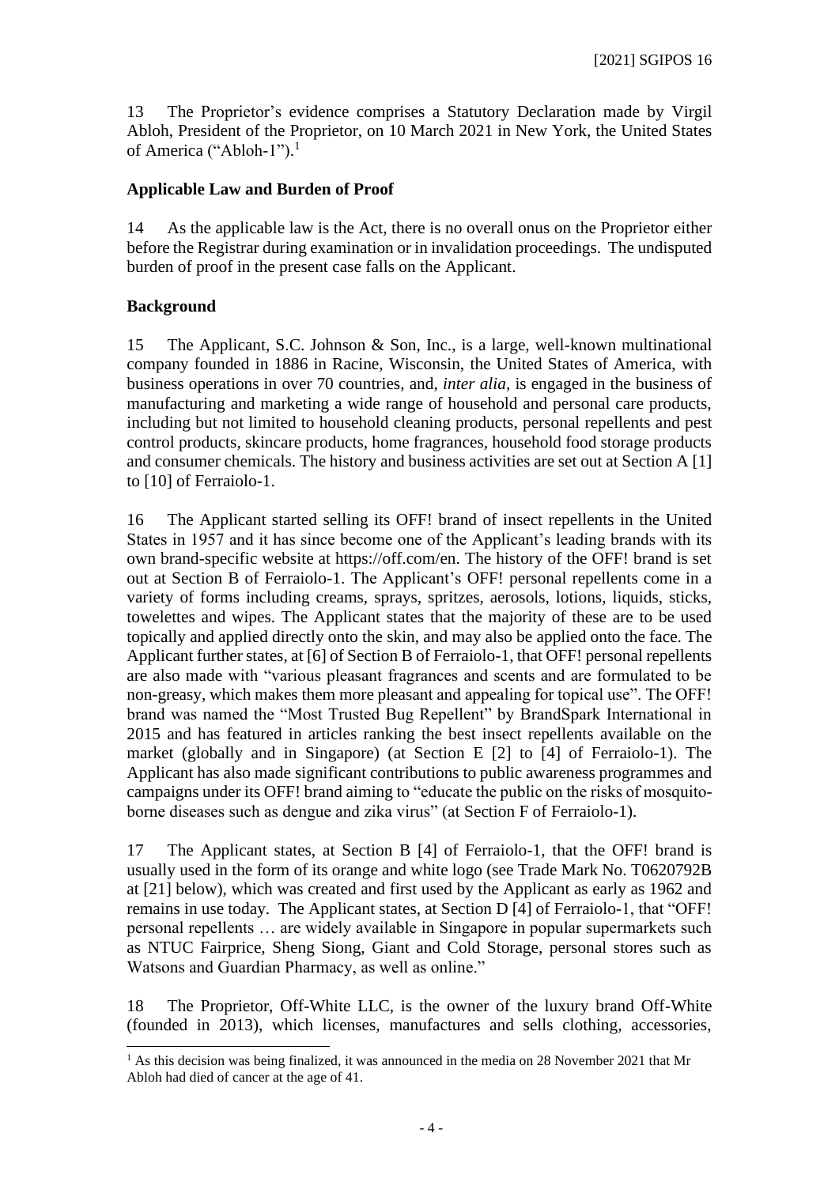13 The Proprietor's evidence comprises a Statutory Declaration made by Virgil Abloh, President of the Proprietor, on 10 March 2021 in New York, the United States of America ("Abloh-1").[1]

**Applicable Law and Burden of Proof**

14 As the applicable law is the Act, there is no overall onus on the Proprietor either before the Registrar during examination or in invalidation proceedings. The undisputed burden of proof in the present case falls on the Applicant.

**Background**

15 The Applicant, S.C. Johnson & Son, Inc., is a large, well-known multinational company founded in 1886 in Racine, Wisconsin, the United States of America, with business operations in over 70 countries, and, *inter alia*, is engaged in the business of manufacturing and marketing a wide range of household and personal care products, including but not limited to household cleaning products, personal repellents and pest control products, skincare products, home fragrances, household food storage products and consumer chemicals. The history and business activities are set out at Section A [1] to [10] of Ferraiolo-1.

16 The Applicant started selling its OFF! brand of insect repellents in the United States in 1957 and it has since become one of the Applicant's leading brands with its own brand-specific website at https://off.com/en. The history of the OFF! brand is set out at Section B of Ferraiolo-1. The Applicant's OFF! personal repellents come in a variety of forms including creams, sprays, spritzes, aerosols, lotions, liquids, sticks, towelettes and wipes. The Applicant states that the majority of these are to be used topically and applied directly onto the skin, and may also be applied onto the face. The Applicant further states, at [6] of Section B of Ferraiolo-1, that OFF! personal repellents are also made with "various pleasant fragrances and scents and are formulated to be non-greasy, which makes them more pleasant and appealing for topical use". The OFF! brand was named the "Most Trusted Bug Repellent" by BrandSpark International in 2015 and has featured in articles ranking the best insect repellents available on the market (globally and in Singapore) (at Section E [2] to [4] of Ferraiolo-1). The Applicant has also made significant contributions to public awareness programmes and campaigns under its OFF! brand aiming to "educate the public on the risks of mosquito-borne diseases such as dengue and zika virus" (at Section F of Ferraiolo-1).

17 The Applicant states, at Section B [4] of Ferraiolo-1, that the OFF! brand is usually used in the form of its orange and white logo (see Trade Mark No. T0620792B at [21] below), which was created and first used by the Applicant as early as 1962 and remains in use today. The Applicant states, at Section D [4] of Ferraiolo-1, that "OFF! personal repellents … are widely available in Singapore in popular supermarkets such as NTUC Fairprice, Sheng Siong, Giant and Cold Storage, personal stores such as Watsons and Guardian Pharmacy, as well as online."

18 The Proprietor, Off-White LLC, is the owner of the luxury brand Off-White (founded in 2013), which licenses, manufactures and sells clothing, accessories,

[1] As this decision was being finalized, it was announced in the media on 28 November 2021 that Mr Abloh had died of cancer at the age of 41.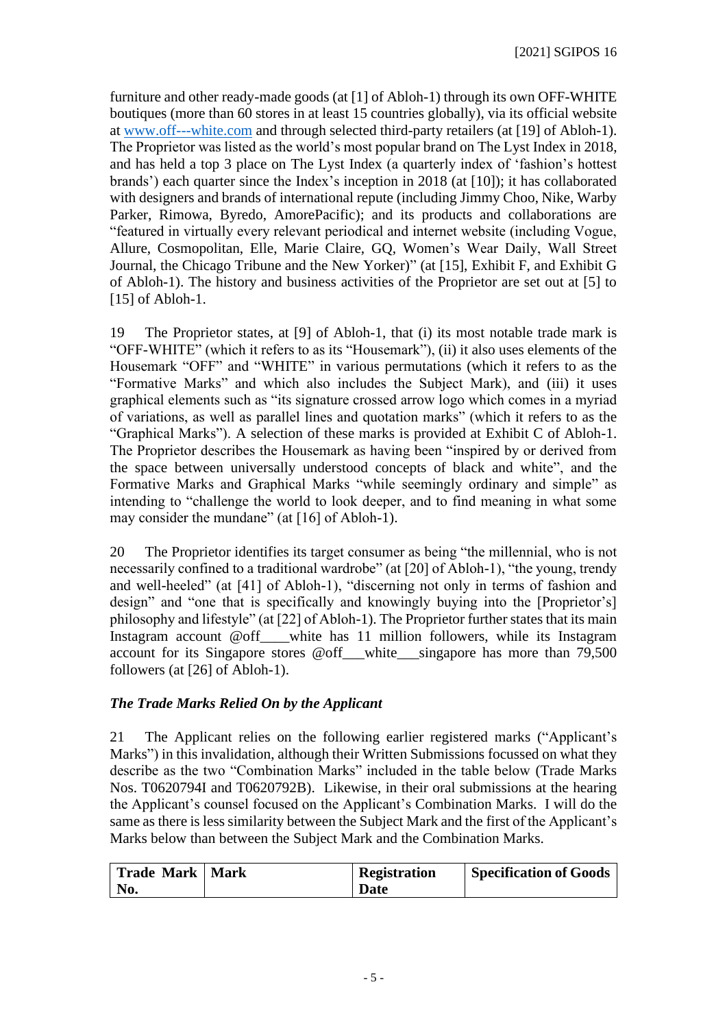furniture and other ready-made goods (at [1] of Abloh-1) through its own OFF-WHITE boutiques (more than 60 stores in at least 15 countries globally), via its official website at www.off---white.com and through selected third-party retailers (at [19] of Abloh-1). The Proprietor was listed as the world's most popular brand on The Lyst Index in 2018, and has held a top 3 place on The Lyst Index (a quarterly index of 'fashion's hottest brands') each quarter since the Index's inception in 2018 (at [10]); it has collaborated with designers and brands of international repute (including Jimmy Choo, Nike, Warby Parker, Rimowa, Byredo, AmorePacific); and its products and collaborations are "featured in virtually every relevant periodical and internet website (including Vogue, Allure, Cosmopolitan, Elle, Marie Claire, GQ, Women's Wear Daily, Wall Street Journal, the Chicago Tribune and the New Yorker)" (at [15], Exhibit F, and Exhibit G of Abloh-1). The history and business activities of the Proprietor are set out at [5] to [15] of Abloh-1.

19 The Proprietor states, at [9] of Abloh-1, that (i) its most notable trade mark is "OFF-WHITE" (which it refers to as its "Housemark"), (ii) it also uses elements of the Housemark "OFF" and "WHITE" in various permutations (which it refers to as the "Formative Marks" and which also includes the Subject Mark), and (iii) it uses graphical elements such as "its signature crossed arrow logo which comes in a myriad of variations, as well as parallel lines and quotation marks" (which it refers to as the "Graphical Marks"). A selection of these marks is provided at Exhibit C of Abloh-1. The Proprietor describes the Housemark as having been "inspired by or derived from the space between universally understood concepts of black and white", and the Formative Marks and Graphical Marks "while seemingly ordinary and simple" as intending to "challenge the world to look deeper, and to find meaning in what some may consider the mundane" (at [16] of Abloh-1).

20 The Proprietor identifies its target consumer as being "the millennial, who is not necessarily confined to a traditional wardrobe" (at [20] of Abloh-1), "the young, trendy and well-heeled" (at [41] of Abloh-1), "discerning not only in terms of fashion and design" and "one that is specifically and knowingly buying into the [Proprietor's] philosophy and lifestyle" (at [22] of Abloh-1). The Proprietor further states that its main Instagram account @off____white has 11 million followers, while its Instagram account for its Singapore stores @off___white___singapore has more than 79,500 followers (at [26] of Abloh-1).

### *The Trade Marks Relied On by the Applicant*

21 The Applicant relies on the following earlier registered marks ("Applicant's Marks") in this invalidation, although their Written Submissions focussed on what they describe as the two "Combination Marks" included in the table below (Trade Marks Nos. T0620794I and T0620792B). Likewise, in their oral submissions at the hearing the Applicant's counsel focused on the Applicant's Combination Marks. I will do the same as there is less similarity between the Subject Mark and the first of the Applicant's Marks below than between the Subject Mark and the Combination Marks.

| Trade Mark No. | Mark | Registration Date | Specification of Goods |
| --- | --- | --- | --- |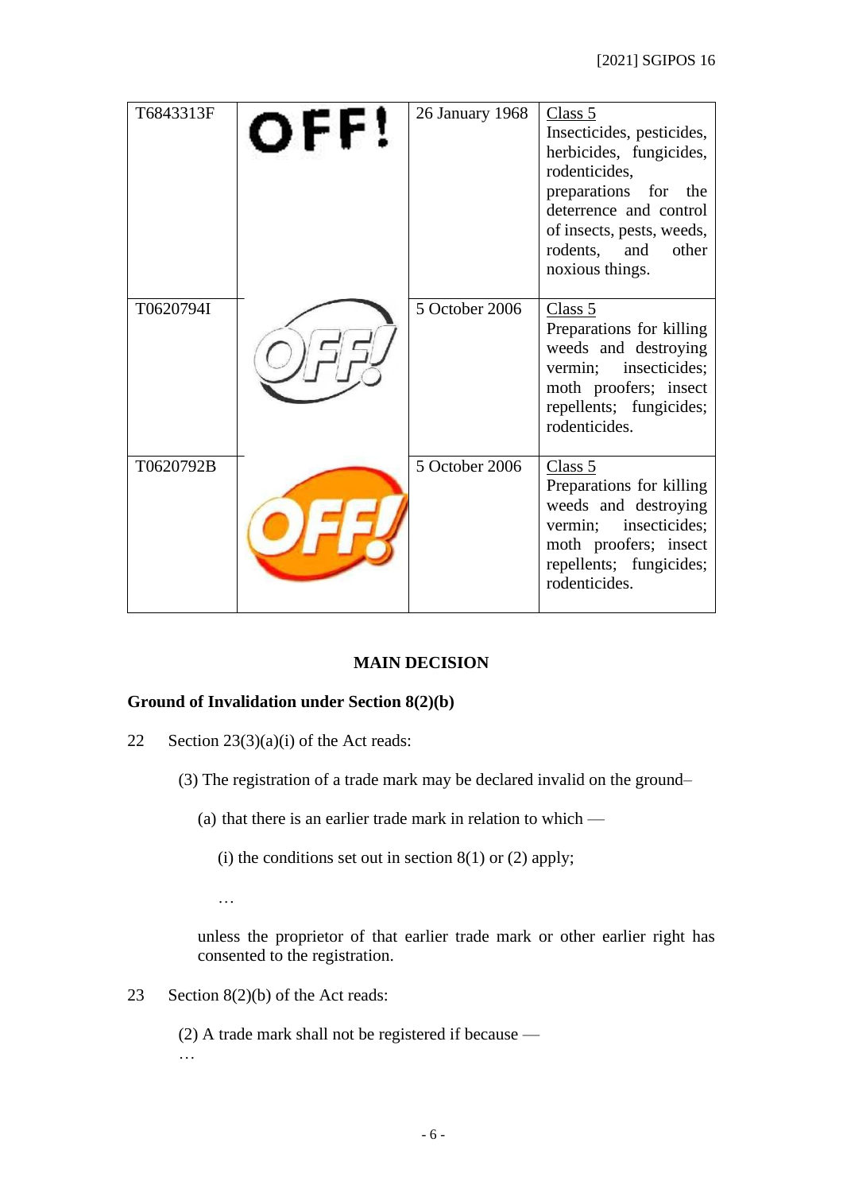| T6843313F | OFF! | 26 January 1968 | Class 5<br>Insecticides, pesticides, herbicides, fungicides, rodenticides, preparations for the deterrence and control of insects, pests, weeds, rodents, and other noxious things. |
|---|---|---|---|
| T0620794I | | 5 October 2006 | Class 5<br>Preparations for killing weeds and destroying vermin; insecticides; moth proofers; insect repellents; fungicides; rodenticides. |
| T0620792B | | 5 October 2006 | Class 5<br>Preparations for killing weeds and destroying vermin; insecticides; moth proofers; insect repellents; fungicides; rodenticides. |

## MAIN DECISION

### Ground of Invalidation under Section 8(2)(b)

22 Section 23(3)(a)(i) of the Act reads:

> (3) The registration of a trade mark may be declared invalid on the ground–
>
> (a) that there is an earlier trade mark in relation to which —
>
> (i) the conditions set out in section 8(1) or (2) apply;
>
> …
>
> unless the proprietor of that earlier trade mark or other earlier right has consented to the registration.

23 Section 8(2)(b) of the Act reads:

> (2) A trade mark shall not be registered if because —
>
> …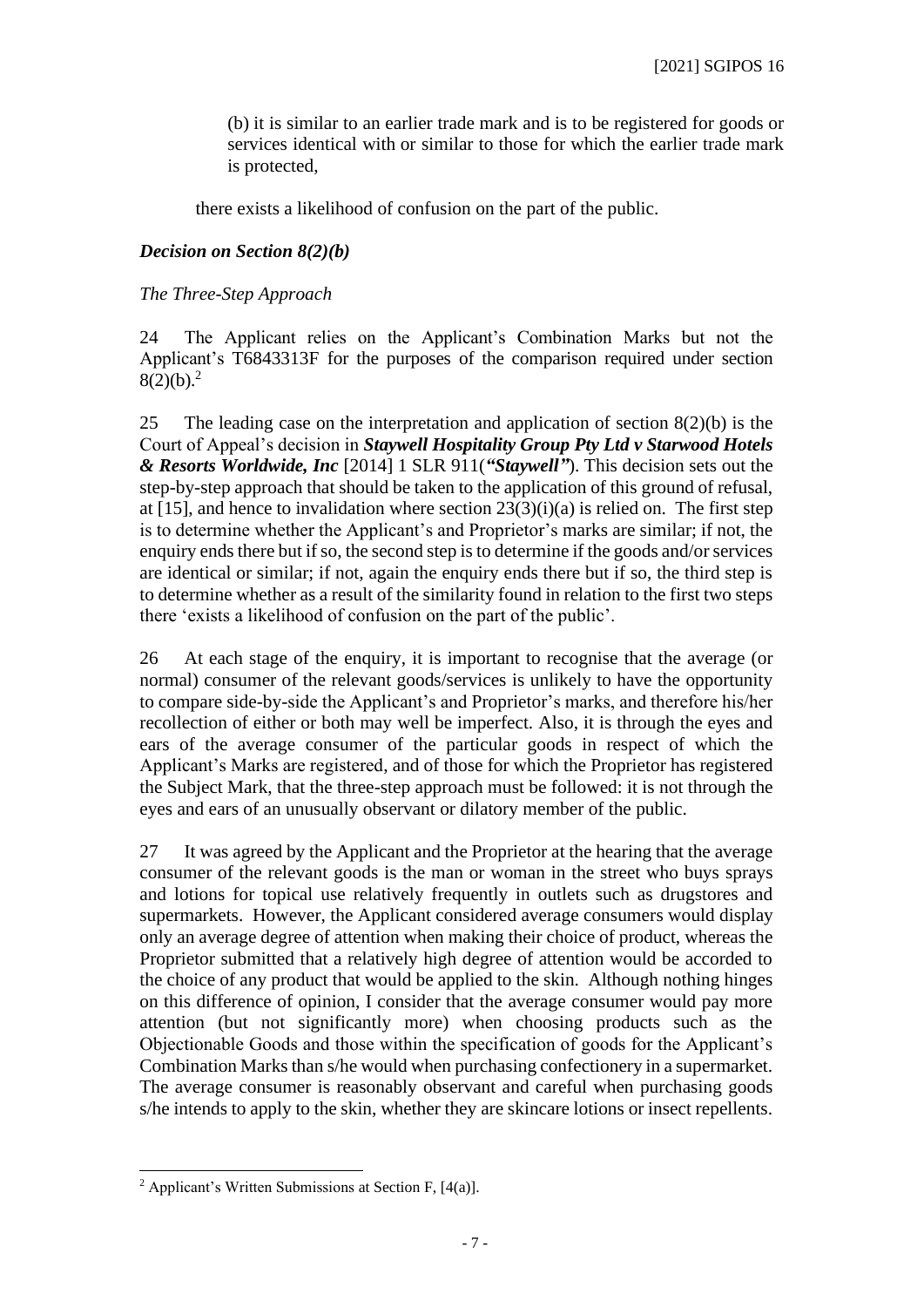(b) it is similar to an earlier trade mark and is to be registered for goods or services identical with or similar to those for which the earlier trade mark is protected,

there exists a likelihood of confusion on the part of the public.

### *Decision on Section 8(2)(b)*

*The Three-Step Approach*

24 The Applicant relies on the Applicant's Combination Marks but not the Applicant's T6843313F for the purposes of the comparison required under section 8(2)(b).[2]

25 The leading case on the interpretation and application of section 8(2)(b) is the Court of Appeal's decision in ***Staywell Hospitality Group Pty Ltd v Starwood Hotels & Resorts Worldwide, Inc*** [2014] 1 SLR 911(***"Staywell"***). This decision sets out the step-by-step approach that should be taken to the application of this ground of refusal, at [15], and hence to invalidation where section 23(3)(i)(a) is relied on. The first step is to determine whether the Applicant's and Proprietor's marks are similar; if not, the enquiry ends there but if so, the second step is to determine if the goods and/or services are identical or similar; if not, again the enquiry ends there but if so, the third step is to determine whether as a result of the similarity found in relation to the first two steps there 'exists a likelihood of confusion on the part of the public'.

26 At each stage of the enquiry, it is important to recognise that the average (or normal) consumer of the relevant goods/services is unlikely to have the opportunity to compare side-by-side the Applicant's and Proprietor's marks, and therefore his/her recollection of either or both may well be imperfect. Also, it is through the eyes and ears of the average consumer of the particular goods in respect of which the Applicant's Marks are registered, and of those for which the Proprietor has registered the Subject Mark, that the three-step approach must be followed: it is not through the eyes and ears of an unusually observant or dilatory member of the public.

27 It was agreed by the Applicant and the Proprietor at the hearing that the average consumer of the relevant goods is the man or woman in the street who buys sprays and lotions for topical use relatively frequently in outlets such as drugstores and supermarkets. However, the Applicant considered average consumers would display only an average degree of attention when making their choice of product, whereas the Proprietor submitted that a relatively high degree of attention would be accorded to the choice of any product that would be applied to the skin. Although nothing hinges on this difference of opinion, I consider that the average consumer would pay more attention (but not significantly more) when choosing products such as the Objectionable Goods and those within the specification of goods for the Applicant's Combination Marks than s/he would when purchasing confectionery in a supermarket. The average consumer is reasonably observant and careful when purchasing goods s/he intends to apply to the skin, whether they are skincare lotions or insect repellents.

---

[2] Applicant's Written Submissions at Section F, [4(a)].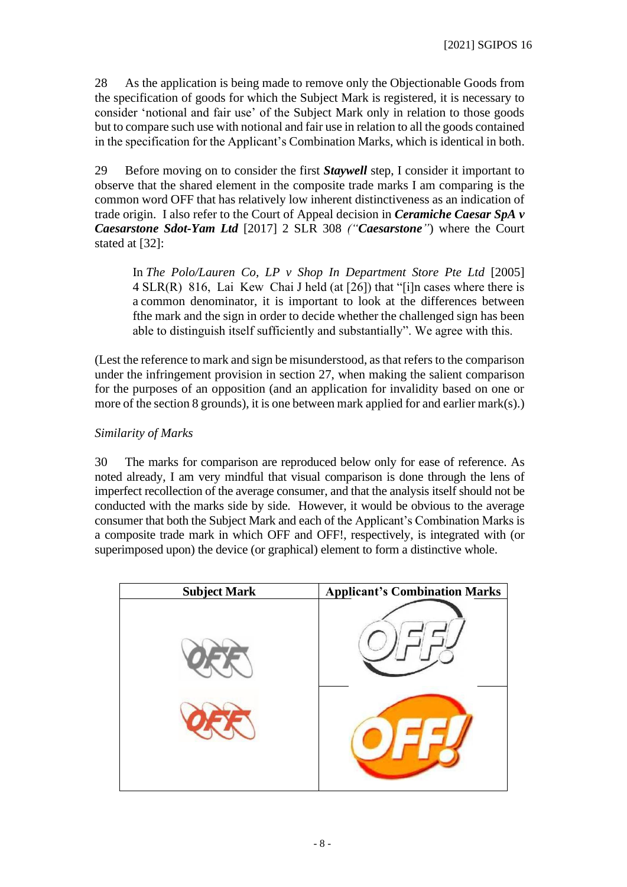28 As the application is being made to remove only the Objectionable Goods from the specification of goods for which the Subject Mark is registered, it is necessary to consider 'notional and fair use' of the Subject Mark only in relation to those goods but to compare such use with notional and fair use in relation to all the goods contained in the specification for the Applicant's Combination Marks, which is identical in both.

29 Before moving on to consider the first ***Staywell*** step, I consider it important to observe that the shared element in the composite trade marks I am comparing is the common word OFF that has relatively low inherent distinctiveness as an indication of trade origin. I also refer to the Court of Appeal decision in ***Ceramiche Caesar SpA v Caesarstone Sdot-Yam Ltd*** [2017] 2 SLR 308 *("**Caesarstone**")* where the Court stated at [32]:

> In *The Polo/Lauren Co, LP v Shop In Department Store Pte Ltd* [2005] 4 SLR(R) 816, Lai Kew Chai J held (at [26]) that "[i]n cases where there is a common denominator, it is important to look at the differences between fthe mark and the sign in order to decide whether the challenged sign has been able to distinguish itself sufficiently and substantially". We agree with this.

(Lest the reference to mark and sign be misunderstood, as that refers to the comparison under the infringement provision in section 27, when making the salient comparison for the purposes of an opposition (and an application for invalidity based on one or more of the section 8 grounds), it is one between mark applied for and earlier mark(s).)

*Similarity of Marks*

30 The marks for comparison are reproduced below only for ease of reference. As noted already, I am very mindful that visual comparison is done through the lens of imperfect recollection of the average consumer, and that the analysis itself should not be conducted with the marks side by side. However, it would be obvious to the average consumer that both the Subject Mark and each of the Applicant's Combination Marks is a composite trade mark in which OFF and OFF!, respectively, is integrated with (or superimposed upon) the device (or graphical) element to form a distinctive whole.

| Subject Mark | Applicant's Combination Marks |
| --- | --- |
| OFF | OFF! |
| OFF | OFF! |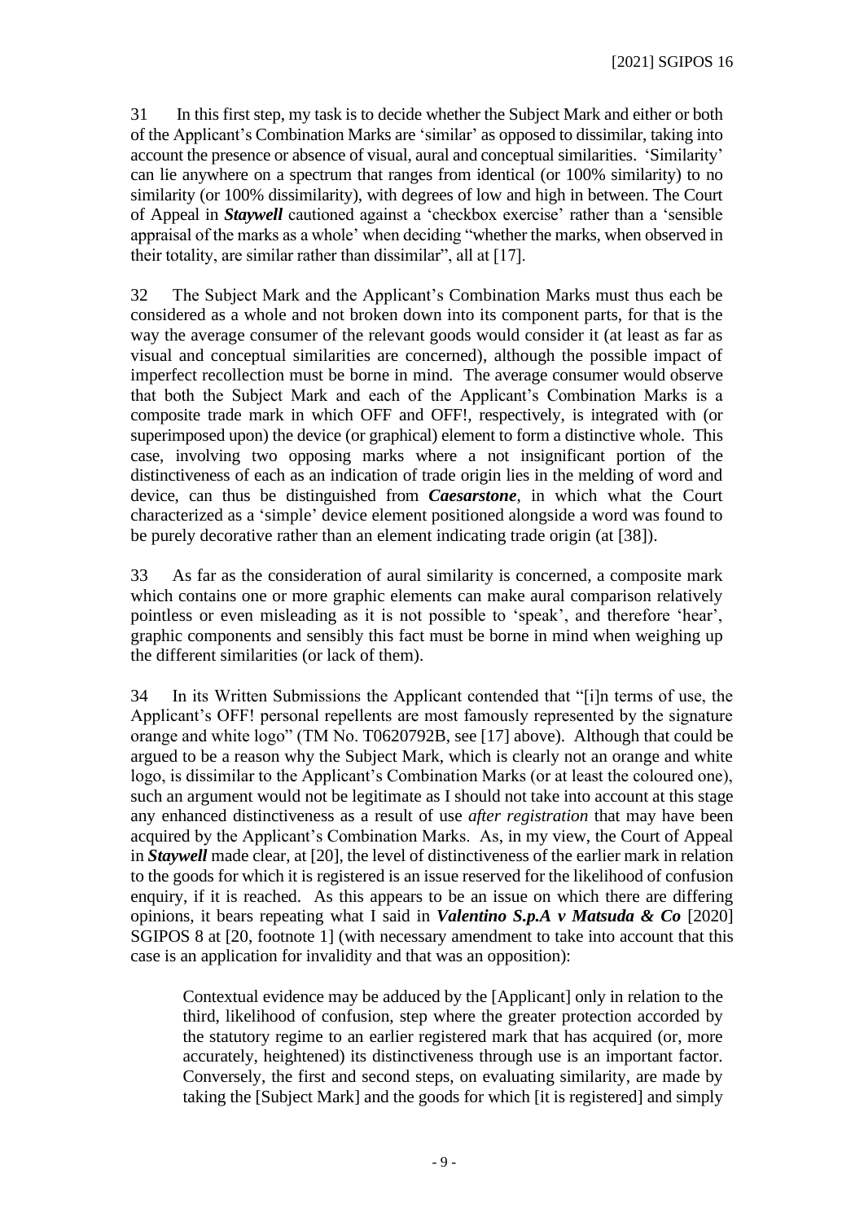31 In this first step, my task is to decide whether the Subject Mark and either or both of the Applicant's Combination Marks are 'similar' as opposed to dissimilar, taking into account the presence or absence of visual, aural and conceptual similarities. 'Similarity' can lie anywhere on a spectrum that ranges from identical (or 100% similarity) to no similarity (or 100% dissimilarity), with degrees of low and high in between. The Court of Appeal in ***Staywell*** cautioned against a 'checkbox exercise' rather than a 'sensible appraisal of the marks as a whole' when deciding "whether the marks, when observed in their totality, are similar rather than dissimilar", all at [17].

32 The Subject Mark and the Applicant's Combination Marks must thus each be considered as a whole and not broken down into its component parts, for that is the way the average consumer of the relevant goods would consider it (at least as far as visual and conceptual similarities are concerned), although the possible impact of imperfect recollection must be borne in mind. The average consumer would observe that both the Subject Mark and each of the Applicant's Combination Marks is a composite trade mark in which OFF and OFF!, respectively, is integrated with (or superimposed upon) the device (or graphical) element to form a distinctive whole. This case, involving two opposing marks where a not insignificant portion of the distinctiveness of each as an indication of trade origin lies in the melding of word and device, can thus be distinguished from ***Caesarstone***, in which what the Court characterized as a 'simple' device element positioned alongside a word was found to be purely decorative rather than an element indicating trade origin (at [38]).

33 As far as the consideration of aural similarity is concerned, a composite mark which contains one or more graphic elements can make aural comparison relatively pointless or even misleading as it is not possible to 'speak', and therefore 'hear', graphic components and sensibly this fact must be borne in mind when weighing up the different similarities (or lack of them).

34 In its Written Submissions the Applicant contended that "[i]n terms of use, the Applicant's OFF! personal repellents are most famously represented by the signature orange and white logo" (TM No. T0620792B, see [17] above). Although that could be argued to be a reason why the Subject Mark, which is clearly not an orange and white logo, is dissimilar to the Applicant's Combination Marks (or at least the coloured one), such an argument would not be legitimate as I should not take into account at this stage any enhanced distinctiveness as a result of use *after registration* that may have been acquired by the Applicant's Combination Marks. As, in my view, the Court of Appeal in ***Staywell*** made clear, at [20], the level of distinctiveness of the earlier mark in relation to the goods for which it is registered is an issue reserved for the likelihood of confusion enquiry, if it is reached. As this appears to be an issue on which there are differing opinions, it bears repeating what I said in ***Valentino S.p.A v Matsuda & Co*** [2020] SGIPOS 8 at [20, footnote 1] (with necessary amendment to take into account that this case is an application for invalidity and that was an opposition):

> Contextual evidence may be adduced by the [Applicant] only in relation to the third, likelihood of confusion, step where the greater protection accorded by the statutory regime to an earlier registered mark that has acquired (or, more accurately, heightened) its distinctiveness through use is an important factor. Conversely, the first and second steps, on evaluating similarity, are made by taking the [Subject Mark] and the goods for which [it is registered] and simply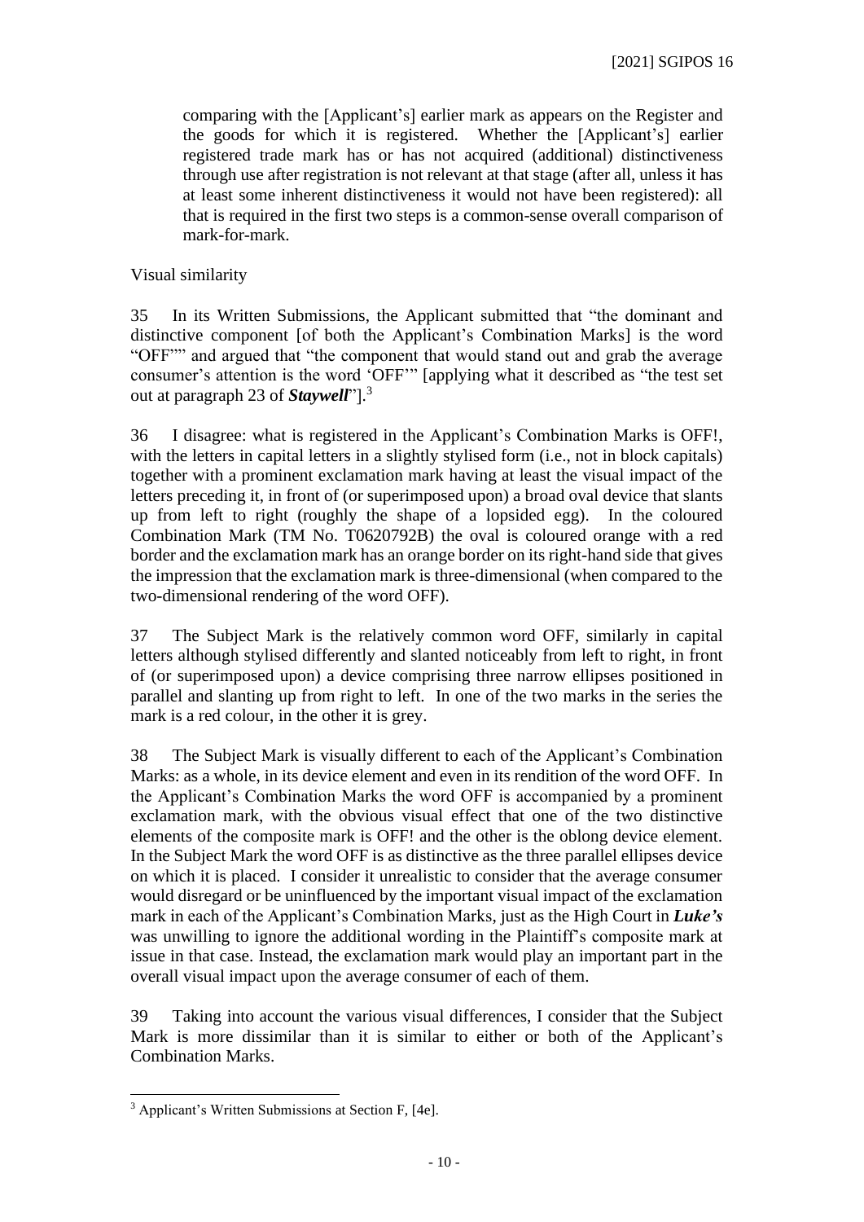> comparing with the [Applicant's] earlier mark as appears on the Register and the goods for which it is registered. Whether the [Applicant's] earlier registered trade mark has or has not acquired (additional) distinctiveness through use after registration is not relevant at that stage (after all, unless it has at least some inherent distinctiveness it would not have been registered): all that is required in the first two steps is a common-sense overall comparison of mark-for-mark.

Visual similarity

35 In its Written Submissions, the Applicant submitted that "the dominant and distinctive component [of both the Applicant's Combination Marks] is the word "OFF"" and argued that "the component that would stand out and grab the average consumer's attention is the word 'OFF'" [applying what it described as "the test set out at paragraph 23 of ***Staywell***"].[3]

36 I disagree: what is registered in the Applicant's Combination Marks is OFF!, with the letters in capital letters in a slightly stylised form (i.e., not in block capitals) together with a prominent exclamation mark having at least the visual impact of the letters preceding it, in front of (or superimposed upon) a broad oval device that slants up from left to right (roughly the shape of a lopsided egg). In the coloured Combination Mark (TM No. T0620792B) the oval is coloured orange with a red border and the exclamation mark has an orange border on its right-hand side that gives the impression that the exclamation mark is three-dimensional (when compared to the two-dimensional rendering of the word OFF).

37 The Subject Mark is the relatively common word OFF, similarly in capital letters although stylised differently and slanted noticeably from left to right, in front of (or superimposed upon) a device comprising three narrow ellipses positioned in parallel and slanting up from right to left. In one of the two marks in the series the mark is a red colour, in the other it is grey.

38 The Subject Mark is visually different to each of the Applicant's Combination Marks: as a whole, in its device element and even in its rendition of the word OFF. In the Applicant's Combination Marks the word OFF is accompanied by a prominent exclamation mark, with the obvious visual effect that one of the two distinctive elements of the composite mark is OFF! and the other is the oblong device element. In the Subject Mark the word OFF is as distinctive as the three parallel ellipses device on which it is placed. I consider it unrealistic to consider that the average consumer would disregard or be uninfluenced by the important visual impact of the exclamation mark in each of the Applicant's Combination Marks, just as the High Court in ***Luke's*** was unwilling to ignore the additional wording in the Plaintiff's composite mark at issue in that case. Instead, the exclamation mark would play an important part in the overall visual impact upon the average consumer of each of them.

39 Taking into account the various visual differences, I consider that the Subject Mark is more dissimilar than it is similar to either or both of the Applicant's Combination Marks.

---

[3] Applicant's Written Submissions at Section F, [4e].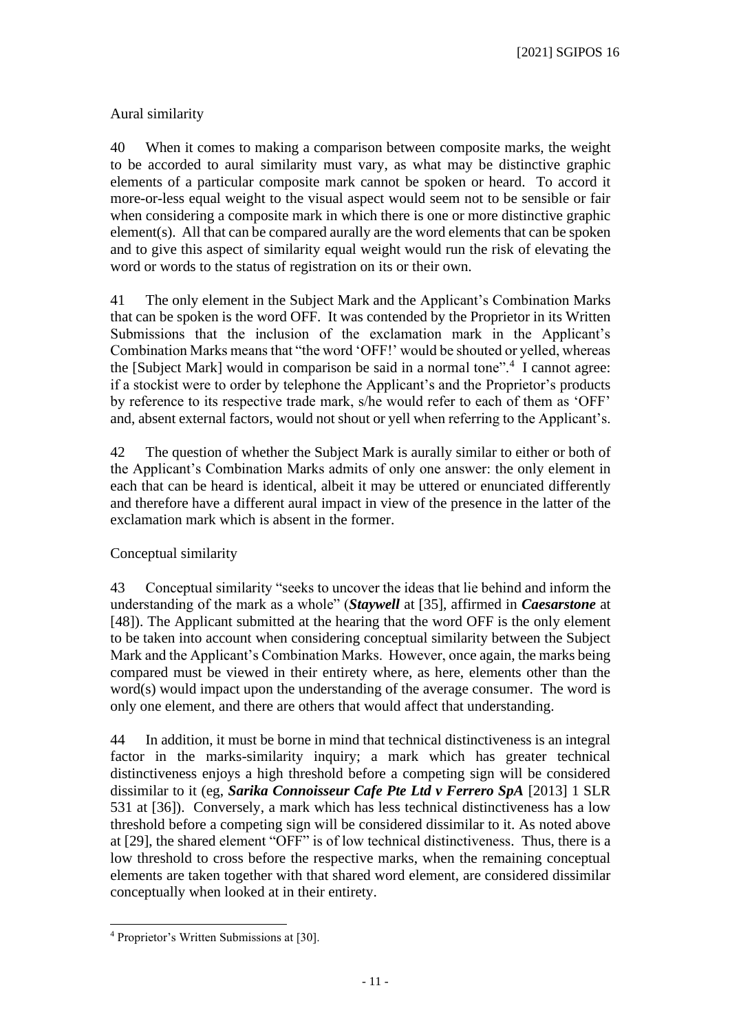Aural similarity

40 When it comes to making a comparison between composite marks, the weight to be accorded to aural similarity must vary, as what may be distinctive graphic elements of a particular composite mark cannot be spoken or heard. To accord it more-or-less equal weight to the visual aspect would seem not to be sensible or fair when considering a composite mark in which there is one or more distinctive graphic element(s). All that can be compared aurally are the word elements that can be spoken and to give this aspect of similarity equal weight would run the risk of elevating the word or words to the status of registration on its or their own.

41 The only element in the Subject Mark and the Applicant's Combination Marks that can be spoken is the word OFF. It was contended by the Proprietor in its Written Submissions that the inclusion of the exclamation mark in the Applicant's Combination Marks means that "the word 'OFF!' would be shouted or yelled, whereas the [Subject Mark] would in comparison be said in a normal tone".[4] I cannot agree: if a stockist were to order by telephone the Applicant's and the Proprietor's products by reference to its respective trade mark, s/he would refer to each of them as 'OFF' and, absent external factors, would not shout or yell when referring to the Applicant's.

42 The question of whether the Subject Mark is aurally similar to either or both of the Applicant's Combination Marks admits of only one answer: the only element in each that can be heard is identical, albeit it may be uttered or enunciated differently and therefore have a different aural impact in view of the presence in the latter of the exclamation mark which is absent in the former.

Conceptual similarity

43 Conceptual similarity "seeks to uncover the ideas that lie behind and inform the understanding of the mark as a whole" (***Staywell*** at [35], affirmed in ***Caesarstone*** at [48]). The Applicant submitted at the hearing that the word OFF is the only element to be taken into account when considering conceptual similarity between the Subject Mark and the Applicant's Combination Marks. However, once again, the marks being compared must be viewed in their entirety where, as here, elements other than the word(s) would impact upon the understanding of the average consumer. The word is only one element, and there are others that would affect that understanding.

44 In addition, it must be borne in mind that technical distinctiveness is an integral factor in the marks-similarity inquiry; a mark which has greater technical distinctiveness enjoys a high threshold before a competing sign will be considered dissimilar to it (eg, ***Sarika Connoisseur Cafe Pte Ltd v Ferrero SpA*** [2013] 1 SLR 531 at [36]). Conversely, a mark which has less technical distinctiveness has a low threshold before a competing sign will be considered dissimilar to it. As noted above at [29], the shared element "OFF" is of low technical distinctiveness. Thus, there is a low threshold to cross before the respective marks, when the remaining conceptual elements are taken together with that shared word element, are considered dissimilar conceptually when looked at in their entirety.

---

[4] Proprietor's Written Submissions at [30].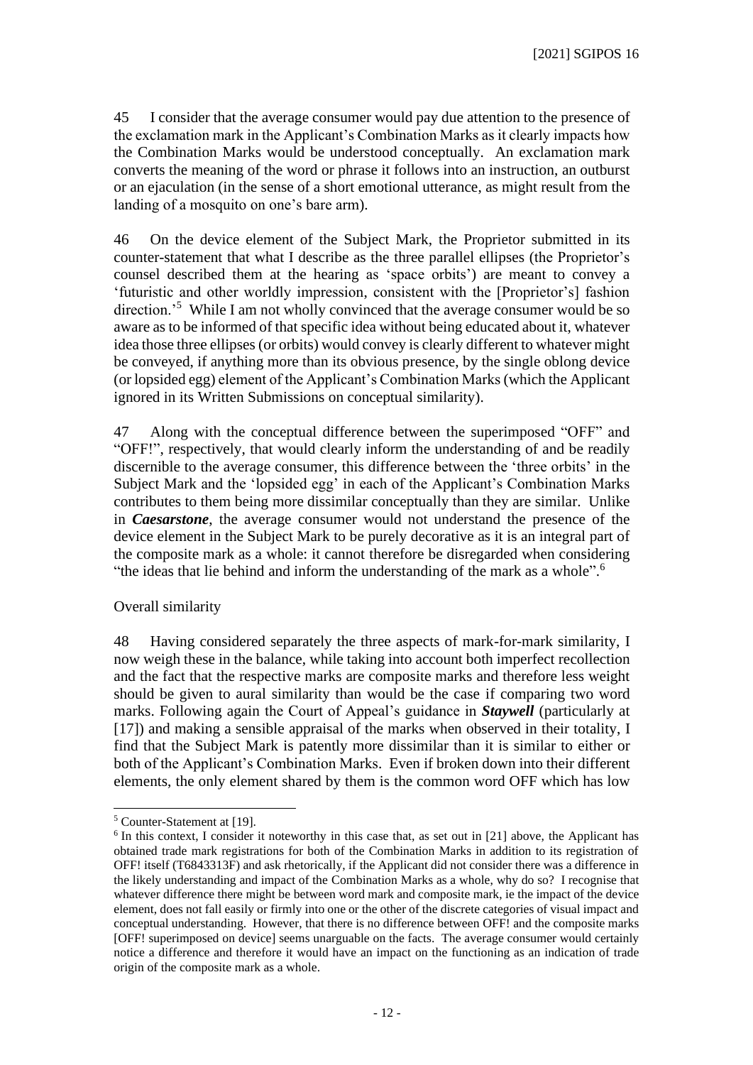45 I consider that the average consumer would pay due attention to the presence of the exclamation mark in the Applicant's Combination Marks as it clearly impacts how the Combination Marks would be understood conceptually. An exclamation mark converts the meaning of the word or phrase it follows into an instruction, an outburst or an ejaculation (in the sense of a short emotional utterance, as might result from the landing of a mosquito on one's bare arm).

46 On the device element of the Subject Mark, the Proprietor submitted in its counter-statement that what I describe as the three parallel ellipses (the Proprietor's counsel described them at the hearing as 'space orbits') are meant to convey a 'futuristic and other worldly impression, consistent with the [Proprietor's] fashion direction.'[5] While I am not wholly convinced that the average consumer would be so aware as to be informed of that specific idea without being educated about it, whatever idea those three ellipses (or orbits) would convey is clearly different to whatever might be conveyed, if anything more than its obvious presence, by the single oblong device (or lopsided egg) element of the Applicant's Combination Marks (which the Applicant ignored in its Written Submissions on conceptual similarity).

47 Along with the conceptual difference between the superimposed "OFF" and "OFF!", respectively, that would clearly inform the understanding of and be readily discernible to the average consumer, this difference between the 'three orbits' in the Subject Mark and the 'lopsided egg' in each of the Applicant's Combination Marks contributes to them being more dissimilar conceptually than they are similar. Unlike in ***Caesarstone***, the average consumer would not understand the presence of the device element in the Subject Mark to be purely decorative as it is an integral part of the composite mark as a whole: it cannot therefore be disregarded when considering "the ideas that lie behind and inform the understanding of the mark as a whole".[6]

Overall similarity

48 Having considered separately the three aspects of mark-for-mark similarity, I now weigh these in the balance, while taking into account both imperfect recollection and the fact that the respective marks are composite marks and therefore less weight should be given to aural similarity than would be the case if comparing two word marks. Following again the Court of Appeal's guidance in ***Staywell*** (particularly at [17]) and making a sensible appraisal of the marks when observed in their totality, I find that the Subject Mark is patently more dissimilar than it is similar to either or both of the Applicant's Combination Marks. Even if broken down into their different elements, the only element shared by them is the common word OFF which has low

---

[5] Counter-Statement at [19].

[6] In this context, I consider it noteworthy in this case that, as set out in [21] above, the Applicant has obtained trade mark registrations for both of the Combination Marks in addition to its registration of OFF! itself (T6843313F) and ask rhetorically, if the Applicant did not consider there was a difference in the likely understanding and impact of the Combination Marks as a whole, why do so? I recognise that whatever difference there might be between word mark and composite mark, ie the impact of the device element, does not fall easily or firmly into one or the other of the discrete categories of visual impact and conceptual understanding. However, that there is no difference between OFF! and the composite marks [OFF! superimposed on device] seems unarguable on the facts. The average consumer would certainly notice a difference and therefore it would have an impact on the functioning as an indication of trade origin of the composite mark as a whole.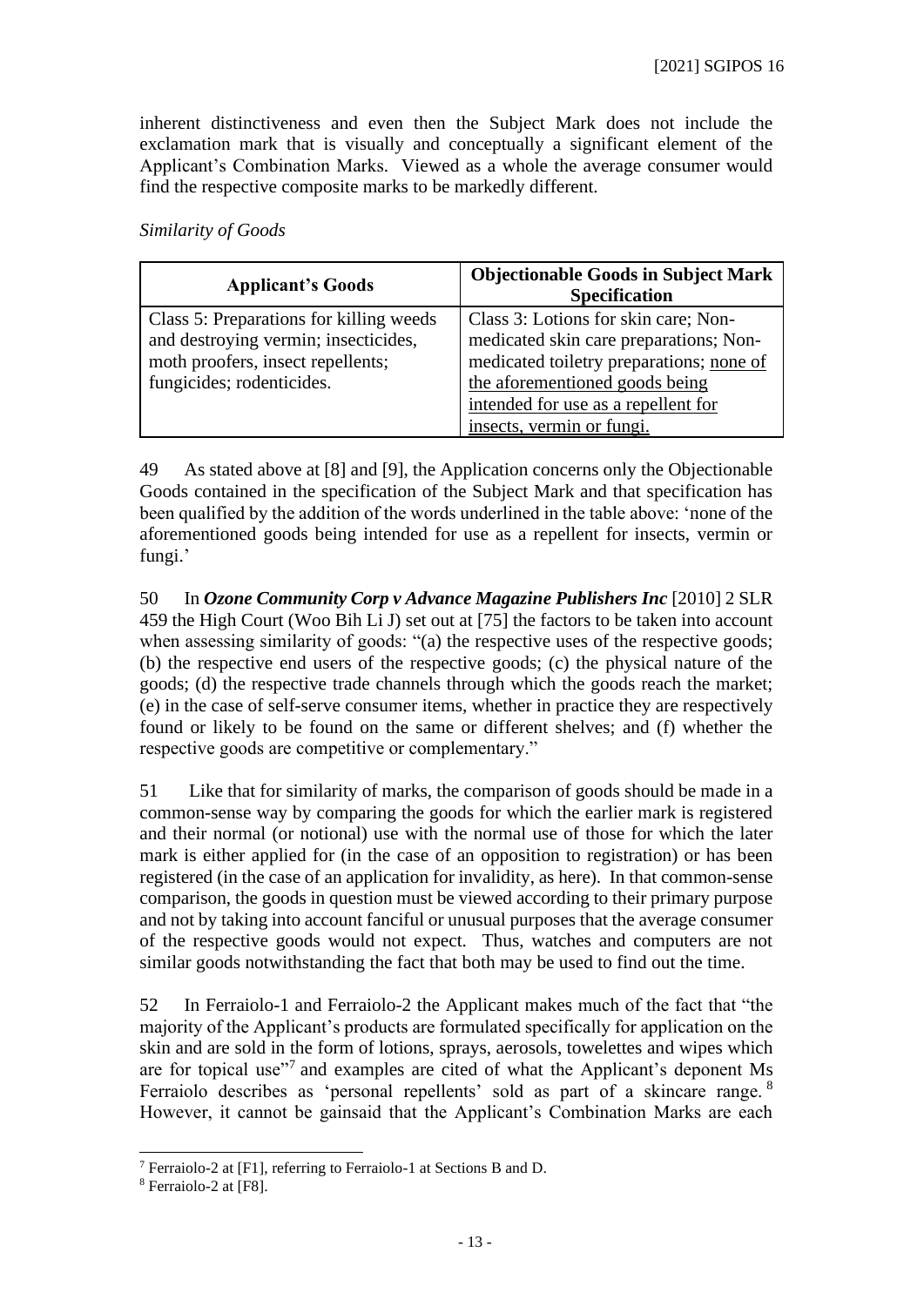inherent distinctiveness and even then the Subject Mark does not include the exclamation mark that is visually and conceptually a significant element of the Applicant's Combination Marks. Viewed as a whole the average consumer would find the respective composite marks to be markedly different.

*Similarity of Goods*

| Applicant's Goods | Objectionable Goods in Subject Mark Specification |
| --- | --- |
| Class 5: Preparations for killing weeds and destroying vermin; insecticides, moth proofers, insect repellents; fungicides; rodenticides. | Class 3: Lotions for skin care; Non-medicated skin care preparations; Non-medicated toiletry preparations; <u>none of the aforementioned goods being intended for use as a repellent for insects, vermin or fungi.</u> |

49 As stated above at [8] and [9], the Application concerns only the Objectionable Goods contained in the specification of the Subject Mark and that specification has been qualified by the addition of the words underlined in the table above: 'none of the aforementioned goods being intended for use as a repellent for insects, vermin or fungi.'

50 In ***Ozone Community Corp v Advance Magazine Publishers Inc*** [2010] 2 SLR 459 the High Court (Woo Bih Li J) set out at [75] the factors to be taken into account when assessing similarity of goods: "(a) the respective uses of the respective goods; (b) the respective end users of the respective goods; (c) the physical nature of the goods; (d) the respective trade channels through which the goods reach the market; (e) in the case of self-serve consumer items, whether in practice they are respectively found or likely to be found on the same or different shelves; and (f) whether the respective goods are competitive or complementary."

51 Like that for similarity of marks, the comparison of goods should be made in a common-sense way by comparing the goods for which the earlier mark is registered and their normal (or notional) use with the normal use of those for which the later mark is either applied for (in the case of an opposition to registration) or has been registered (in the case of an application for invalidity, as here). In that common-sense comparison, the goods in question must be viewed according to their primary purpose and not by taking into account fanciful or unusual purposes that the average consumer of the respective goods would not expect. Thus, watches and computers are not similar goods notwithstanding the fact that both may be used to find out the time.

52 In Ferraiolo-1 and Ferraiolo-2 the Applicant makes much of the fact that "the majority of the Applicant's products are formulated specifically for application on the skin and are sold in the form of lotions, sprays, aerosols, towelettes and wipes which are for topical use"[7] and examples are cited of what the Applicant's deponent Ms Ferraiolo describes as 'personal repellents' sold as part of a skincare range.[8] However, it cannot be gainsaid that the Applicant's Combination Marks are each

[7] Ferraiolo-2 at [F1], referring to Ferraiolo-1 at Sections B and D.

[8] Ferraiolo-2 at [F8].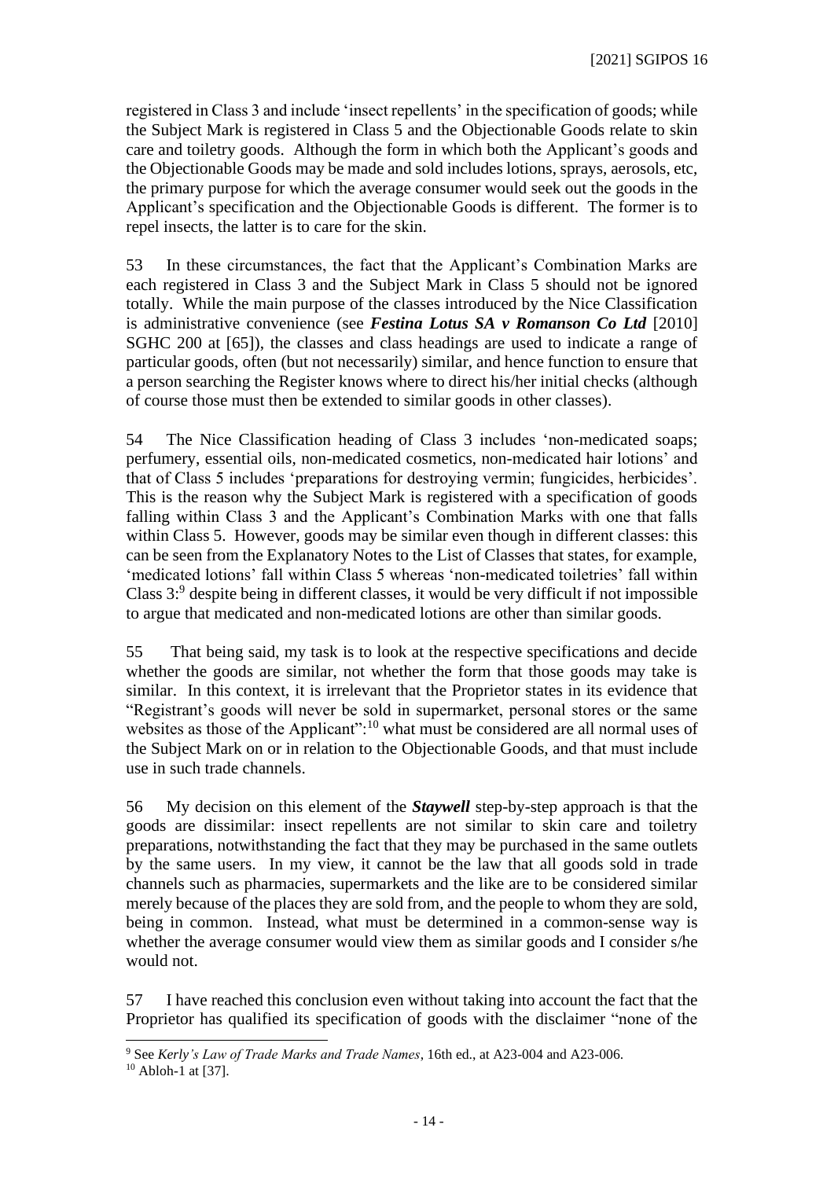registered in Class 3 and include 'insect repellents' in the specification of goods; while the Subject Mark is registered in Class 5 and the Objectionable Goods relate to skin care and toiletry goods. Although the form in which both the Applicant's goods and the Objectionable Goods may be made and sold includes lotions, sprays, aerosols, etc, the primary purpose for which the average consumer would seek out the goods in the Applicant's specification and the Objectionable Goods is different. The former is to repel insects, the latter is to care for the skin.

53 In these circumstances, the fact that the Applicant's Combination Marks are each registered in Class 3 and the Subject Mark in Class 5 should not be ignored totally. While the main purpose of the classes introduced by the Nice Classification is administrative convenience (see ***Festina Lotus SA v Romanson Co Ltd*** [2010] SGHC 200 at [65]), the classes and class headings are used to indicate a range of particular goods, often (but not necessarily) similar, and hence function to ensure that a person searching the Register knows where to direct his/her initial checks (although of course those must then be extended to similar goods in other classes).

54 The Nice Classification heading of Class 3 includes 'non-medicated soaps; perfumery, essential oils, non-medicated cosmetics, non-medicated hair lotions' and that of Class 5 includes 'preparations for destroying vermin; fungicides, herbicides'. This is the reason why the Subject Mark is registered with a specification of goods falling within Class 3 and the Applicant's Combination Marks with one that falls within Class 5. However, goods may be similar even though in different classes: this can be seen from the Explanatory Notes to the List of Classes that states, for example, 'medicated lotions' fall within Class 5 whereas 'non-medicated toiletries' fall within Class 3:[9] despite being in different classes, it would be very difficult if not impossible to argue that medicated and non-medicated lotions are other than similar goods.

55 That being said, my task is to look at the respective specifications and decide whether the goods are similar, not whether the form that those goods may take is similar. In this context, it is irrelevant that the Proprietor states in its evidence that "Registrant's goods will never be sold in supermarket, personal stores or the same websites as those of the Applicant":[10] what must be considered are all normal uses of the Subject Mark on or in relation to the Objectionable Goods, and that must include use in such trade channels.

56 My decision on this element of the ***Staywell*** step-by-step approach is that the goods are dissimilar: insect repellents are not similar to skin care and toiletry preparations, notwithstanding the fact that they may be purchased in the same outlets by the same users. In my view, it cannot be the law that all goods sold in trade channels such as pharmacies, supermarkets and the like are to be considered similar merely because of the places they are sold from, and the people to whom they are sold, being in common. Instead, what must be determined in a common-sense way is whether the average consumer would view them as similar goods and I consider s/he would not.

57 I have reached this conclusion even without taking into account the fact that the Proprietor has qualified its specification of goods with the disclaimer "none of the

---

[9] See *Kerly's Law of Trade Marks and Trade Names*, 16th ed., at A23-004 and A23-006.

[10] Abloh-1 at [37].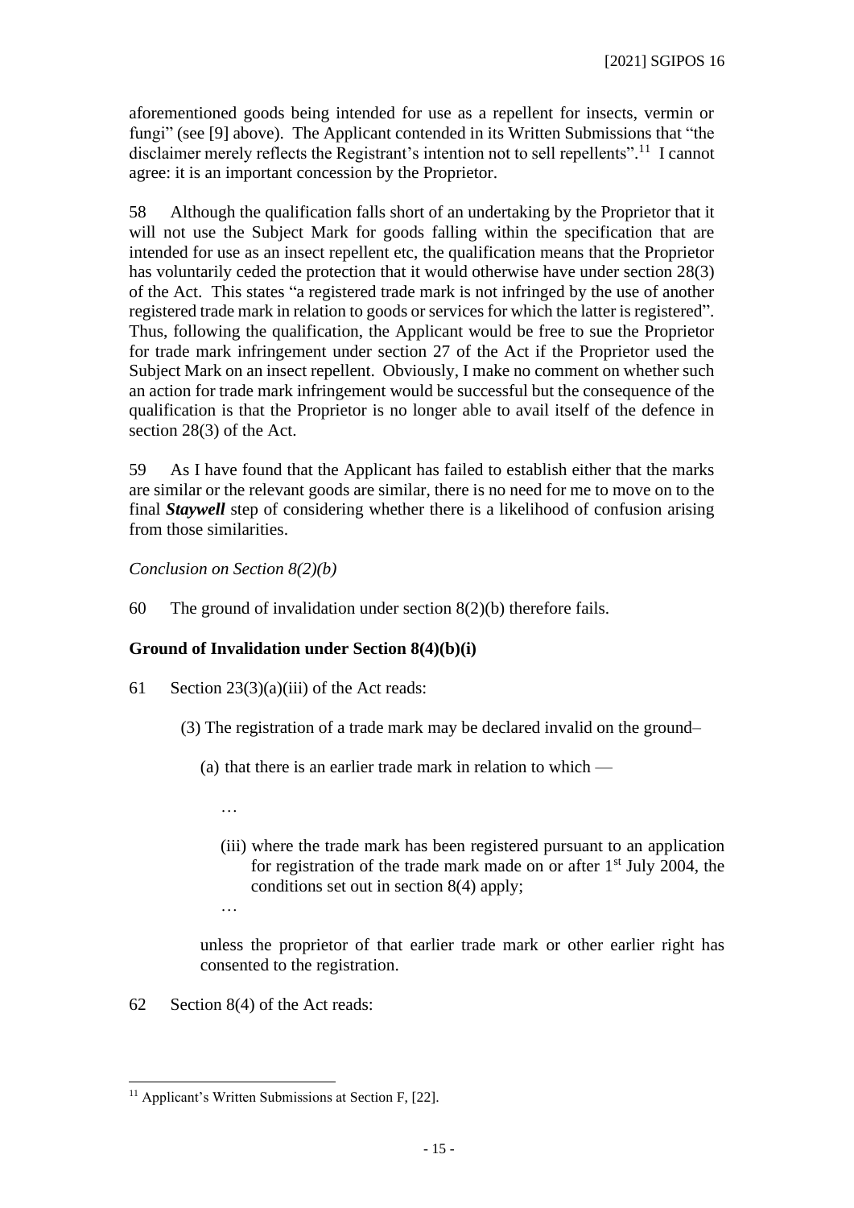aforementioned goods being intended for use as a repellent for insects, vermin or fungi" (see [9] above). The Applicant contended in its Written Submissions that "the disclaimer merely reflects the Registrant's intention not to sell repellents".[11] I cannot agree: it is an important concession by the Proprietor.

58 Although the qualification falls short of an undertaking by the Proprietor that it will not use the Subject Mark for goods falling within the specification that are intended for use as an insect repellent etc, the qualification means that the Proprietor has voluntarily ceded the protection that it would otherwise have under section 28(3) of the Act. This states "a registered trade mark is not infringed by the use of another registered trade mark in relation to goods or services for which the latter is registered". Thus, following the qualification, the Applicant would be free to sue the Proprietor for trade mark infringement under section 27 of the Act if the Proprietor used the Subject Mark on an insect repellent. Obviously, I make no comment on whether such an action for trade mark infringement would be successful but the consequence of the qualification is that the Proprietor is no longer able to avail itself of the defence in section 28(3) of the Act.

59 As I have found that the Applicant has failed to establish either that the marks are similar or the relevant goods are similar, there is no need for me to move on to the final ***Staywell*** step of considering whether there is a likelihood of confusion arising from those similarities.

*Conclusion on Section 8(2)(b)*

60 The ground of invalidation under section 8(2)(b) therefore fails.

**Ground of Invalidation under Section 8(4)(b)(i)**

61 Section 23(3)(a)(iii) of the Act reads:

> (3) The registration of a trade mark may be declared invalid on the ground–
>
> (a) that there is an earlier trade mark in relation to which —
>
> …
>
> (iii) where the trade mark has been registered pursuant to an application for registration of the trade mark made on or after 1st July 2004, the conditions set out in section 8(4) apply;
>
> …
>
> unless the proprietor of that earlier trade mark or other earlier right has consented to the registration.

62 Section 8(4) of the Act reads:

[11] Applicant's Written Submissions at Section F, [22].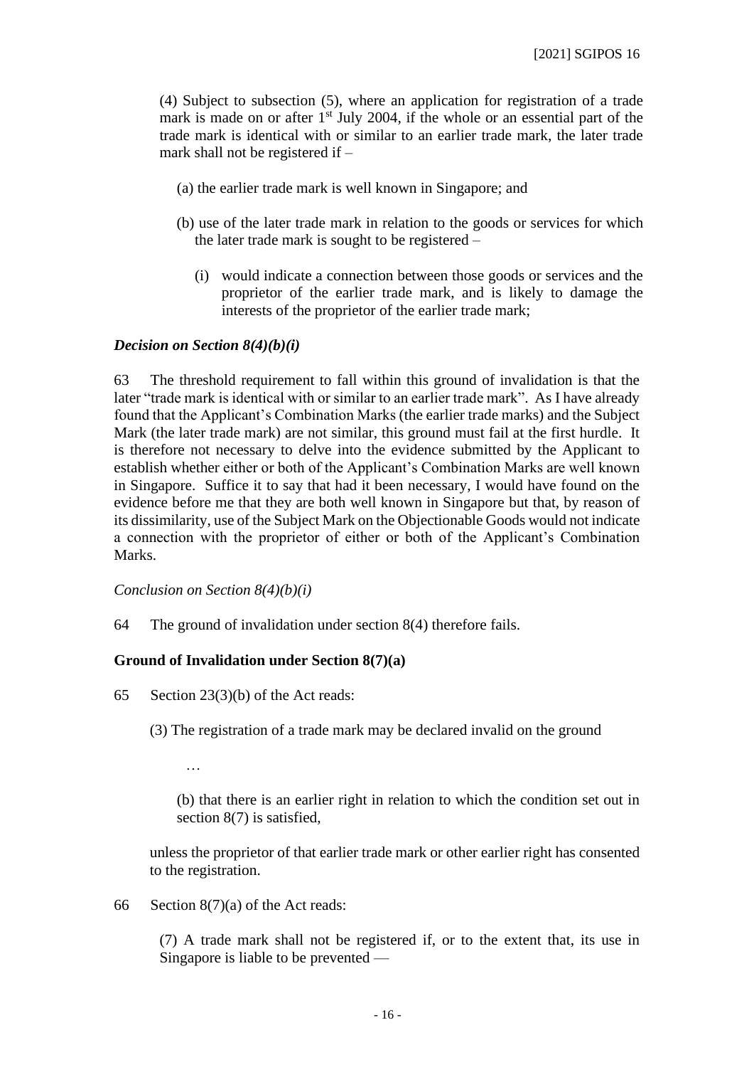(4) Subject to subsection (5), where an application for registration of a trade mark is made on or after 1st July 2004, if the whole or an essential part of the trade mark is identical with or similar to an earlier trade mark, the later trade mark shall not be registered if –

(a) the earlier trade mark is well known in Singapore; and

(b) use of the later trade mark in relation to the goods or services for which the later trade mark is sought to be registered –

(i) would indicate a connection between those goods or services and the proprietor of the earlier trade mark, and is likely to damage the interests of the proprietor of the earlier trade mark;

### *Decision on Section 8(4)(b)(i)*

63 The threshold requirement to fall within this ground of invalidation is that the later "trade mark is identical with or similar to an earlier trade mark". As I have already found that the Applicant's Combination Marks (the earlier trade marks) and the Subject Mark (the later trade mark) are not similar, this ground must fail at the first hurdle. It is therefore not necessary to delve into the evidence submitted by the Applicant to establish whether either or both of the Applicant's Combination Marks are well known in Singapore. Suffice it to say that had it been necessary, I would have found on the evidence before me that they are both well known in Singapore but that, by reason of its dissimilarity, use of the Subject Mark on the Objectionable Goods would not indicate a connection with the proprietor of either or both of the Applicant's Combination Marks.

*Conclusion on Section 8(4)(b)(i)*

64 The ground of invalidation under section 8(4) therefore fails.

### **Ground of Invalidation under Section 8(7)(a)**

65 Section 23(3)(b) of the Act reads:

(3) The registration of a trade mark may be declared invalid on the ground

…

(b) that there is an earlier right in relation to which the condition set out in section 8(7) is satisfied,

unless the proprietor of that earlier trade mark or other earlier right has consented to the registration.

66 Section 8(7)(a) of the Act reads:

(7) A trade mark shall not be registered if, or to the extent that, its use in Singapore is liable to be prevented —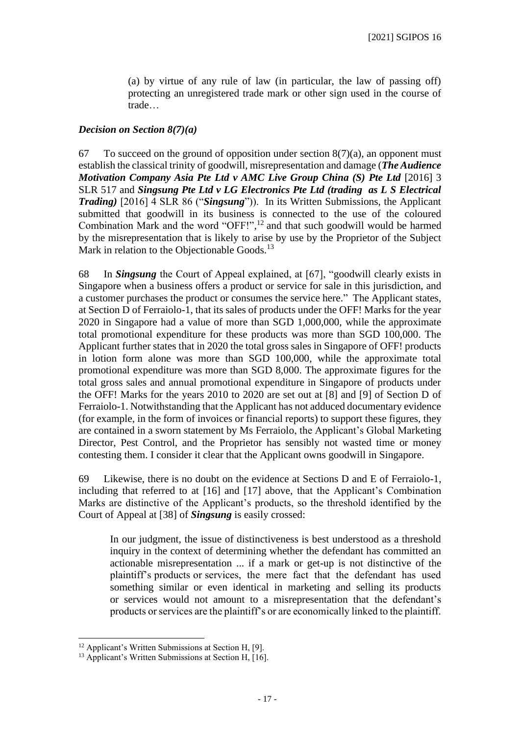> (a) by virtue of any rule of law (in particular, the law of passing off) protecting an unregistered trade mark or other sign used in the course of trade…

***Decision on Section 8(7)(a)***

67 To succeed on the ground of opposition under section 8(7)(a), an opponent must establish the classical trinity of goodwill, misrepresentation and damage (***The Audience Motivation Company Asia Pte Ltd v AMC Live Group China (S) Pte Ltd*** [2016] 3 SLR 517 and ***Singsung Pte Ltd v LG Electronics Pte Ltd (trading as L S Electrical Trading)*** [2016] 4 SLR 86 ("***Singsung***")). In its Written Submissions, the Applicant submitted that goodwill in its business is connected to the use of the coloured Combination Mark and the word "OFF!",[12] and that such goodwill would be harmed by the misrepresentation that is likely to arise by use by the Proprietor of the Subject Mark in relation to the Objectionable Goods.[13]

68 In ***Singsung*** the Court of Appeal explained, at [67], "goodwill clearly exists in Singapore when a business offers a product or service for sale in this jurisdiction, and a customer purchases the product or consumes the service here." The Applicant states, at Section D of Ferraiolo-1, that its sales of products under the OFF! Marks for the year 2020 in Singapore had a value of more than SGD 1,000,000, while the approximate total promotional expenditure for these products was more than SGD 100,000. The Applicant further states that in 2020 the total gross sales in Singapore of OFF! products in lotion form alone was more than SGD 100,000, while the approximate total promotional expenditure was more than SGD 8,000. The approximate figures for the total gross sales and annual promotional expenditure in Singapore of products under the OFF! Marks for the years 2010 to 2020 are set out at [8] and [9] of Section D of Ferraiolo-1. Notwithstanding that the Applicant has not adduced documentary evidence (for example, in the form of invoices or financial reports) to support these figures, they are contained in a sworn statement by Ms Ferraiolo, the Applicant's Global Marketing Director, Pest Control, and the Proprietor has sensibly not wasted time or money contesting them. I consider it clear that the Applicant owns goodwill in Singapore.

69 Likewise, there is no doubt on the evidence at Sections D and E of Ferraiolo-1, including that referred to at [16] and [17] above, that the Applicant's Combination Marks are distinctive of the Applicant's products, so the threshold identified by the Court of Appeal at [38] of ***Singsung*** is easily crossed:

> In our judgment, the issue of distinctiveness is best understood as a threshold inquiry in the context of determining whether the defendant has committed an actionable misrepresentation ... if a mark or get-up is not distinctive of the plaintiff's products or services, the mere fact that the defendant has used something similar or even identical in marketing and selling its products or services would not amount to a misrepresentation that the defendant's products or services are the plaintiff's or are economically linked to the plaintiff.

[12] Applicant's Written Submissions at Section H, [9].

[13] Applicant's Written Submissions at Section H, [16].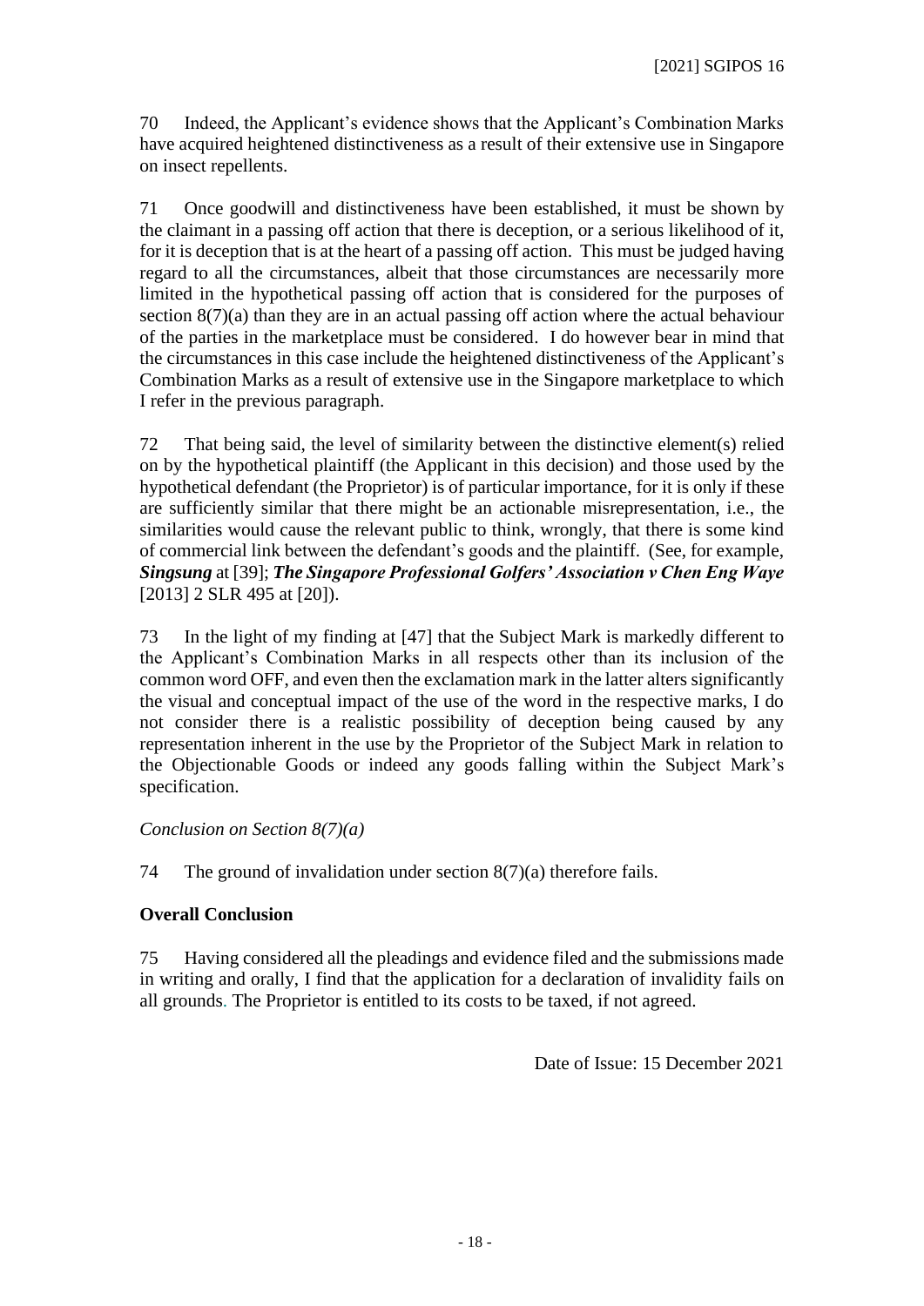70 Indeed, the Applicant's evidence shows that the Applicant's Combination Marks have acquired heightened distinctiveness as a result of their extensive use in Singapore on insect repellents.

71 Once goodwill and distinctiveness have been established, it must be shown by the claimant in a passing off action that there is deception, or a serious likelihood of it, for it is deception that is at the heart of a passing off action. This must be judged having regard to all the circumstances, albeit that those circumstances are necessarily more limited in the hypothetical passing off action that is considered for the purposes of section 8(7)(a) than they are in an actual passing off action where the actual behaviour of the parties in the marketplace must be considered. I do however bear in mind that the circumstances in this case include the heightened distinctiveness of the Applicant's Combination Marks as a result of extensive use in the Singapore marketplace to which I refer in the previous paragraph.

72 That being said, the level of similarity between the distinctive element(s) relied on by the hypothetical plaintiff (the Applicant in this decision) and those used by the hypothetical defendant (the Proprietor) is of particular importance, for it is only if these are sufficiently similar that there might be an actionable misrepresentation, i.e., the similarities would cause the relevant public to think, wrongly, that there is some kind of commercial link between the defendant's goods and the plaintiff. (See, for example, ***Singsung*** at [39]; ***The Singapore Professional Golfers' Association v Chen Eng Waye*** [2013] 2 SLR 495 at [20]).

73 In the light of my finding at [47] that the Subject Mark is markedly different to the Applicant's Combination Marks in all respects other than its inclusion of the common word OFF, and even then the exclamation mark in the latter alters significantly the visual and conceptual impact of the use of the word in the respective marks, I do not consider there is a realistic possibility of deception being caused by any representation inherent in the use by the Proprietor of the Subject Mark in relation to the Objectionable Goods or indeed any goods falling within the Subject Mark's specification.

*Conclusion on Section 8(7)(a)*

74 The ground of invalidation under section 8(7)(a) therefore fails.

**Overall Conclusion**

75 Having considered all the pleadings and evidence filed and the submissions made in writing and orally, I find that the application for a declaration of invalidity fails on all grounds. The Proprietor is entitled to its costs to be taxed, if not agreed.

Date of Issue: 15 December 2021